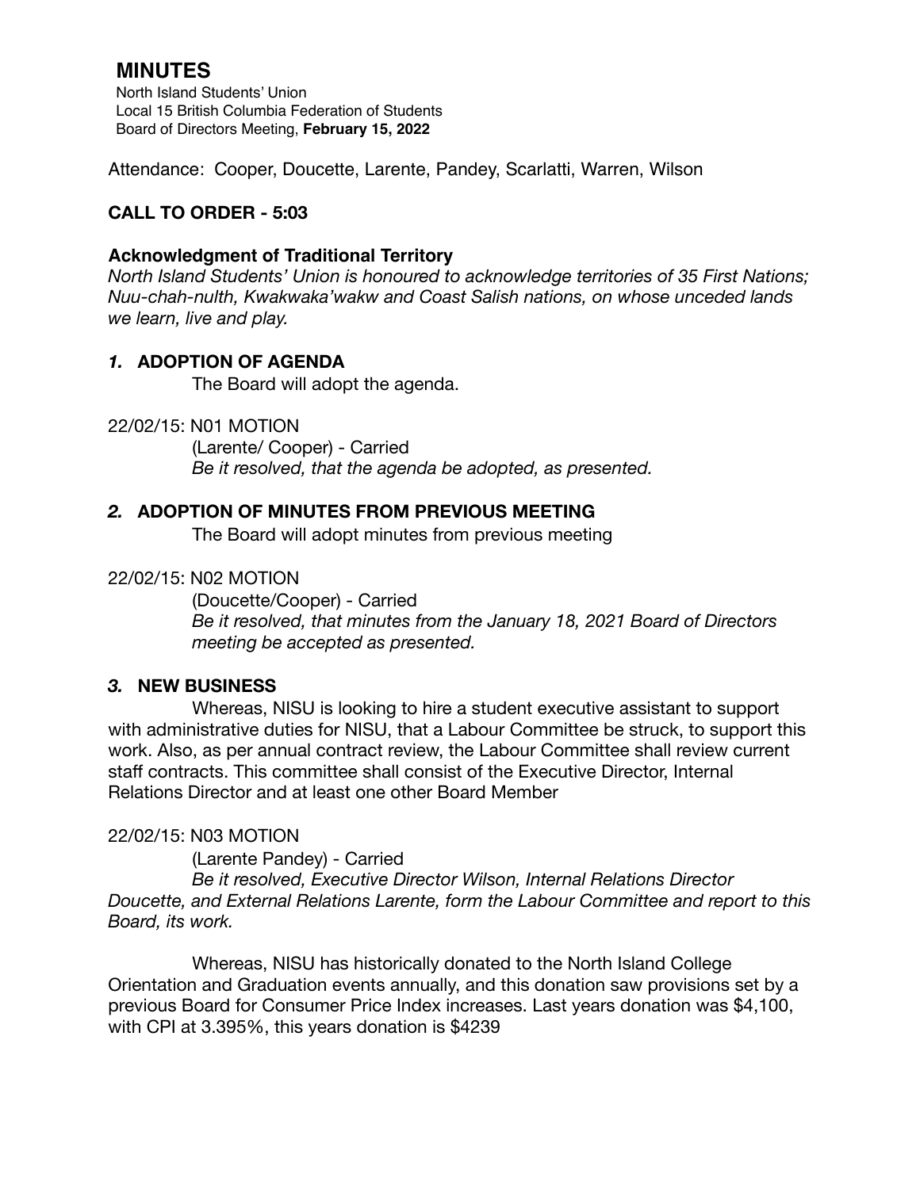# MINUTES

North Island Students' Union
Local 15 British Columbia Federation of Students
Board of Directors Meeting, **February 15, 2022**

Attendance: Cooper, Doucette, Larente, Pandey, Scarlatti, Warren, Wilson

**CALL TO ORDER - 5:03**

**Acknowledgment of Traditional Territory**

*North Island Students' Union is honoured to acknowledge territories of 35 First Nations; Nuu-chah-nulth, Kwakwaka'wakw and Coast Salish nations, on whose unceded lands we learn, live and play.*

## *1.* ADOPTION OF AGENDA

The Board will adopt the agenda.

22/02/15: N01 MOTION

(Larente/ Cooper) - Carried

*Be it resolved, that the agenda be adopted, as presented.*

## *2.* ADOPTION OF MINUTES FROM PREVIOUS MEETING

The Board will adopt minutes from previous meeting

22/02/15: N02 MOTION

(Doucette/Cooper) - Carried

*Be it resolved, that minutes from the January 18, 2021 Board of Directors meeting be accepted as presented.*

## *3.* NEW BUSINESS

Whereas, NISU is looking to hire a student executive assistant to support with administrative duties for NISU, that a Labour Committee be struck, to support this work. Also, as per annual contract review, the Labour Committee shall review current staff contracts. This committee shall consist of the Executive Director, Internal Relations Director and at least one other Board Member

22/02/15: N03 MOTION

(Larente Pandey) - Carried

*Be it resolved, Executive Director Wilson, Internal Relations Director Doucette, and External Relations Larente, form the Labour Committee and report to this Board, its work.*

Whereas, NISU has historically donated to the North Island College Orientation and Graduation events annually, and this donation saw provisions set by a previous Board for Consumer Price Index increases. Last years donation was $4,100, with CPI at 3.395%, this years donation is $4239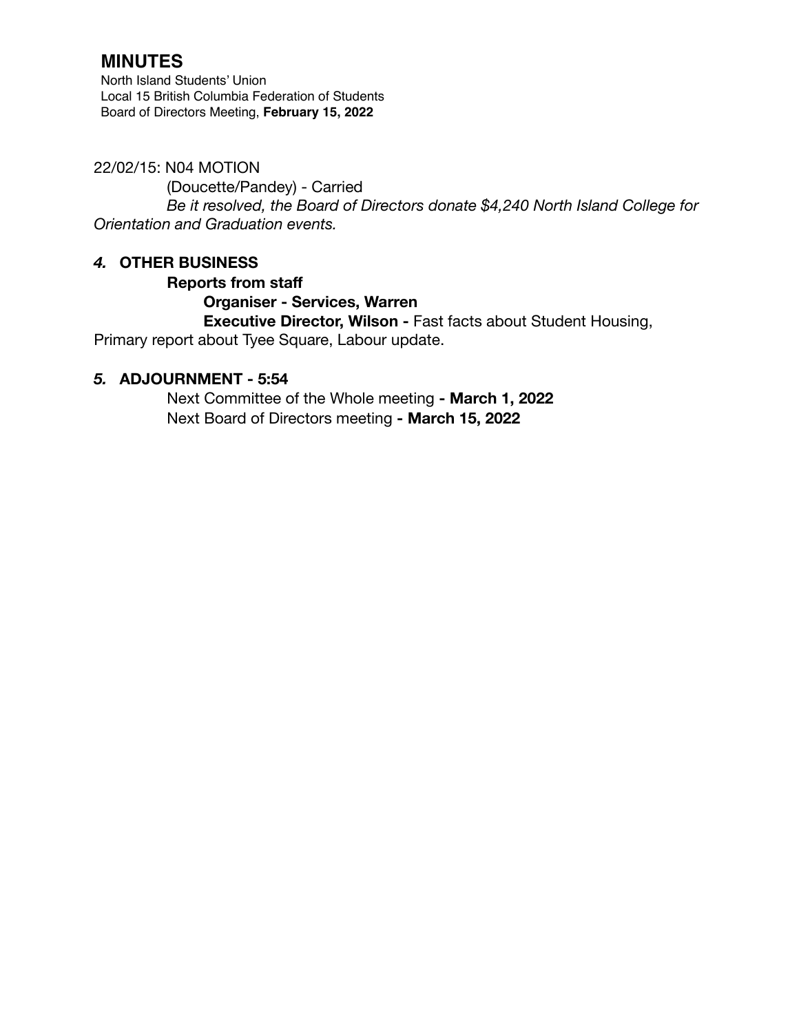# MINUTES

North Island Students' Union
Local 15 British Columbia Federation of Students
Board of Directors Meeting, **February 15, 2022**

22/02/15: N04 MOTION

(Doucette/Pandey) - Carried

*Be it resolved, the Board of Directors donate $4,240 North Island College for Orientation and Graduation events.*

## *4.* OTHER BUSINESS

**Reports from staff**

**Organiser - Services, Warren**

**Executive Director, Wilson -** Fast facts about Student Housing, Primary report about Tyee Square, Labour update.

## *5.* ADJOURNMENT - 5:54

Next Committee of the Whole meeting **- March 1, 2022**

Next Board of Directors meeting **- March 15, 2022**